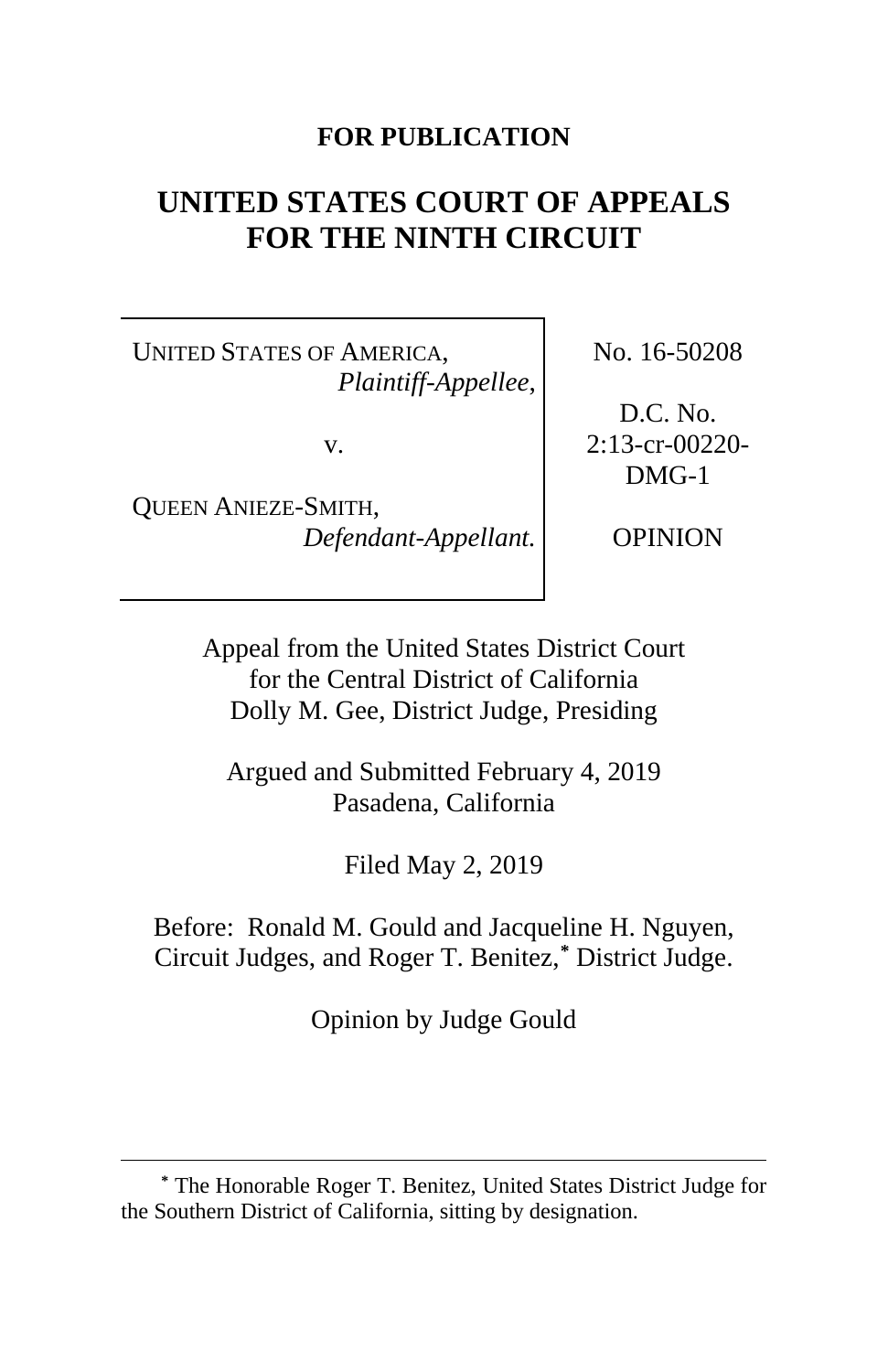**FOR PUBLICATION**

# UNITED STATES COURT OF APPEALS FOR THE NINTH CIRCUIT

| | |
|---|---|
| UNITED STATES OF AMERICA, *Plaintiff-Appellee*, v. QUEEN ANIEZE-SMITH, *Defendant-Appellant.* | No. 16-50208 D.C. No. 2:13-cr-00220-DMG-1 OPINION |

Appeal from the United States District Court for the Central District of California
Dolly M. Gee, District Judge, Presiding

Argued and Submitted February 4, 2019
Pasadena, California

Filed May 2, 2019

Before: Ronald M. Gould and Jacqueline H. Nguyen, Circuit Judges, and Roger T. Benitez,* District Judge.

Opinion by Judge Gould

---

* The Honorable Roger T. Benitez, United States District Judge for the Southern District of California, sitting by designation.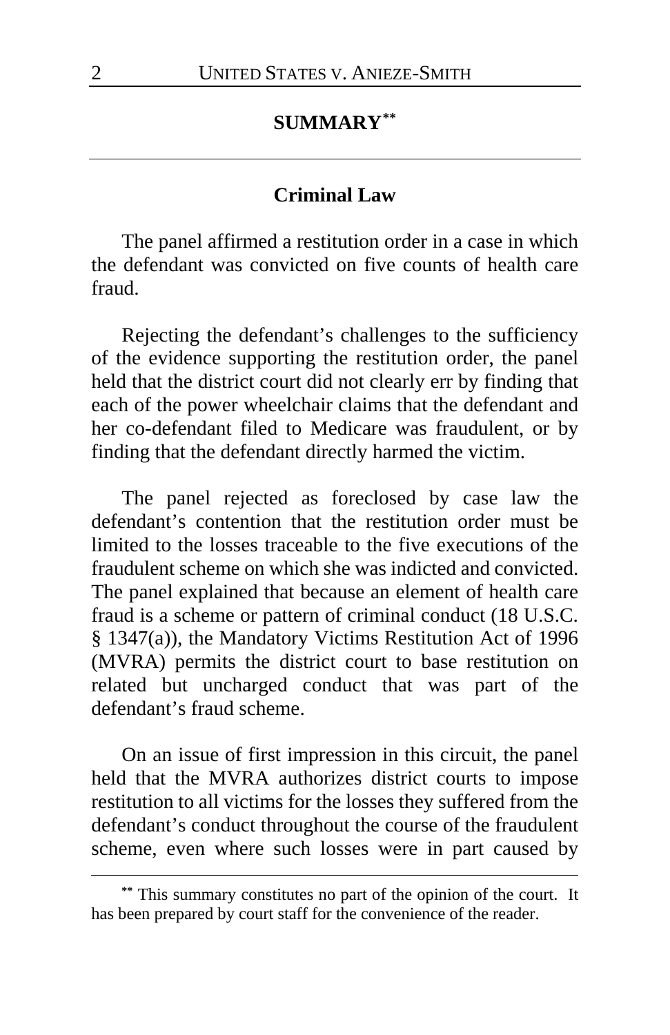## SUMMARY[**]

### Criminal Law

The panel affirmed a restitution order in a case in which the defendant was convicted on five counts of health care fraud.

Rejecting the defendant's challenges to the sufficiency of the evidence supporting the restitution order, the panel held that the district court did not clearly err by finding that each of the power wheelchair claims that the defendant and her co-defendant filed to Medicare was fraudulent, or by finding that the defendant directly harmed the victim.

The panel rejected as foreclosed by case law the defendant's contention that the restitution order must be limited to the losses traceable to the five executions of the fraudulent scheme on which she was indicted and convicted. The panel explained that because an element of health care fraud is a scheme or pattern of criminal conduct (18 U.S.C. § 1347(a)), the Mandatory Victims Restitution Act of 1996 (MVRA) permits the district court to base restitution on related but uncharged conduct that was part of the defendant's fraud scheme.

On an issue of first impression in this circuit, the panel held that the MVRA authorizes district courts to impose restitution to all victims for the losses they suffered from the defendant's conduct throughout the course of the fraudulent scheme, even where such losses were in part caused by

---

[**] This summary constitutes no part of the opinion of the court. It has been prepared by court staff for the convenience of the reader.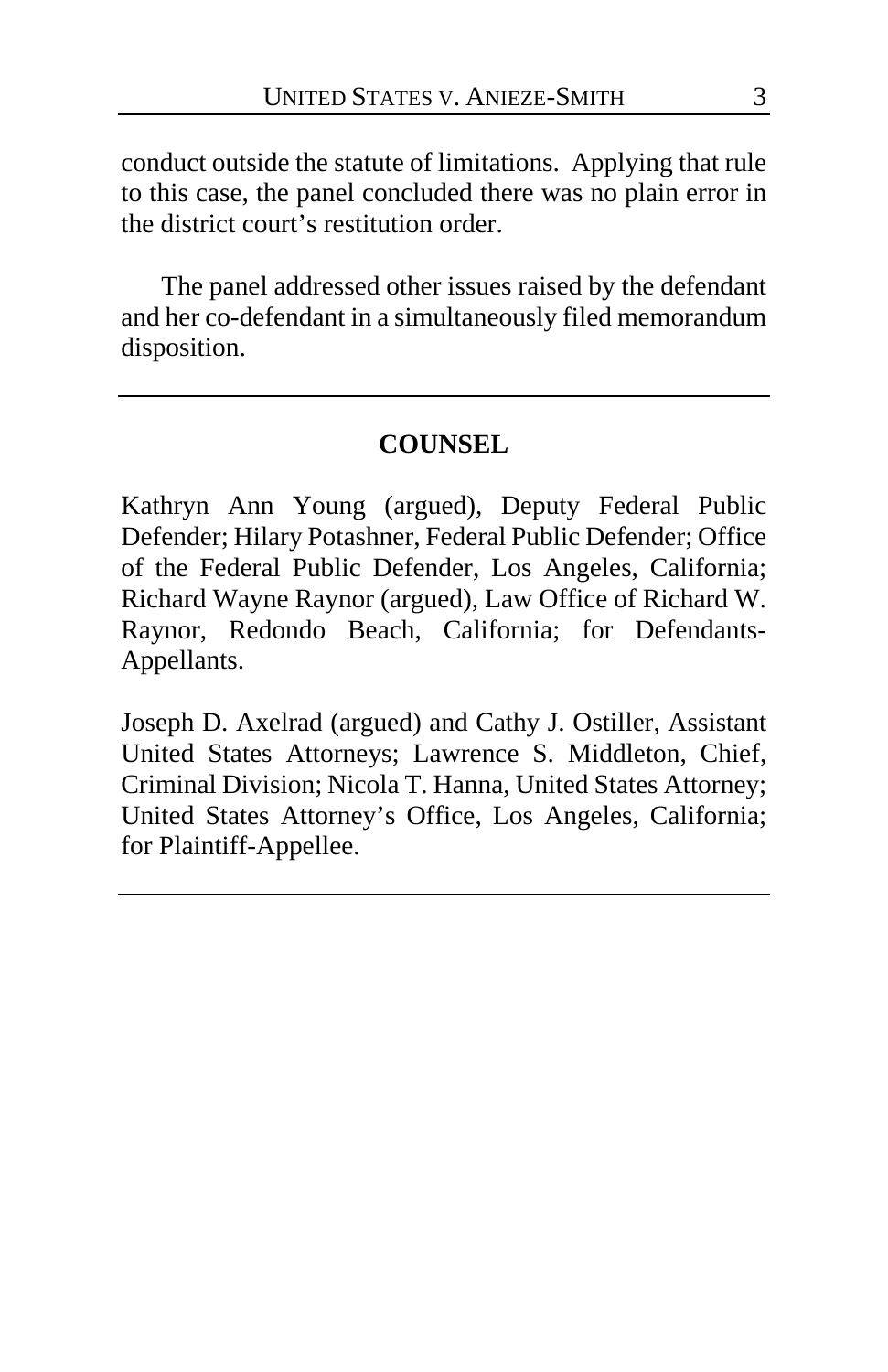conduct outside the statute of limitations. Applying that rule to this case, the panel concluded there was no plain error in the district court's restitution order.

The panel addressed other issues raised by the defendant and her co-defendant in a simultaneously filed memorandum disposition.

---

## COUNSEL

Kathryn Ann Young (argued), Deputy Federal Public Defender; Hilary Potashner, Federal Public Defender; Office of the Federal Public Defender, Los Angeles, California; Richard Wayne Raynor (argued), Law Office of Richard W. Raynor, Redondo Beach, California; for Defendants-Appellants.

Joseph D. Axelrad (argued) and Cathy J. Ostiller, Assistant United States Attorneys; Lawrence S. Middleton, Chief, Criminal Division; Nicola T. Hanna, United States Attorney; United States Attorney's Office, Los Angeles, California; for Plaintiff-Appellee.

---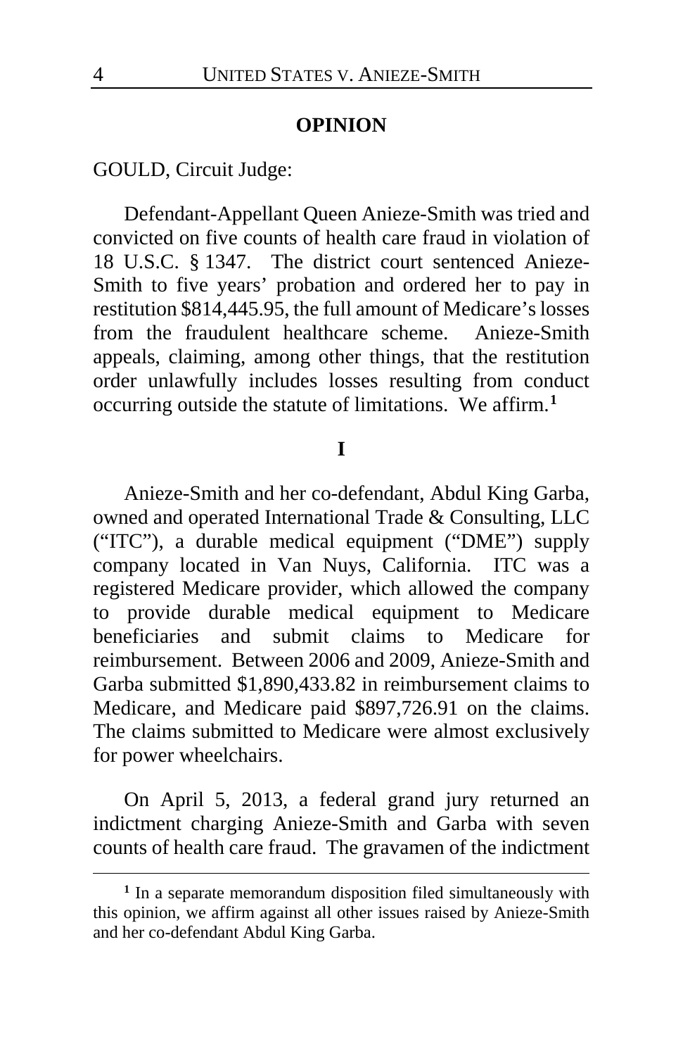## OPINION

GOULD, Circuit Judge:

Defendant-Appellant Queen Anieze-Smith was tried and convicted on five counts of health care fraud in violation of 18 U.S.C. § 1347. The district court sentenced Anieze-Smith to five years' probation and ordered her to pay in restitution $814,445.95, the full amount of Medicare's losses from the fraudulent healthcare scheme. Anieze-Smith appeals, claiming, among other things, that the restitution order unlawfully includes losses resulting from conduct occurring outside the statute of limitations. We affirm.[1]

## I

Anieze-Smith and her co-defendant, Abdul King Garba, owned and operated International Trade & Consulting, LLC ("ITC"), a durable medical equipment ("DME") supply company located in Van Nuys, California. ITC was a registered Medicare provider, which allowed the company to provide durable medical equipment to Medicare beneficiaries and submit claims to Medicare for reimbursement. Between 2006 and 2009, Anieze-Smith and Garba submitted $1,890,433.82 in reimbursement claims to Medicare, and Medicare paid $897,726.91 on the claims. The claims submitted to Medicare were almost exclusively for power wheelchairs.

On April 5, 2013, a federal grand jury returned an indictment charging Anieze-Smith and Garba with seven counts of health care fraud. The gravamen of the indictment

---

[1] In a separate memorandum disposition filed simultaneously with this opinion, we affirm against all other issues raised by Anieze-Smith and her co-defendant Abdul King Garba.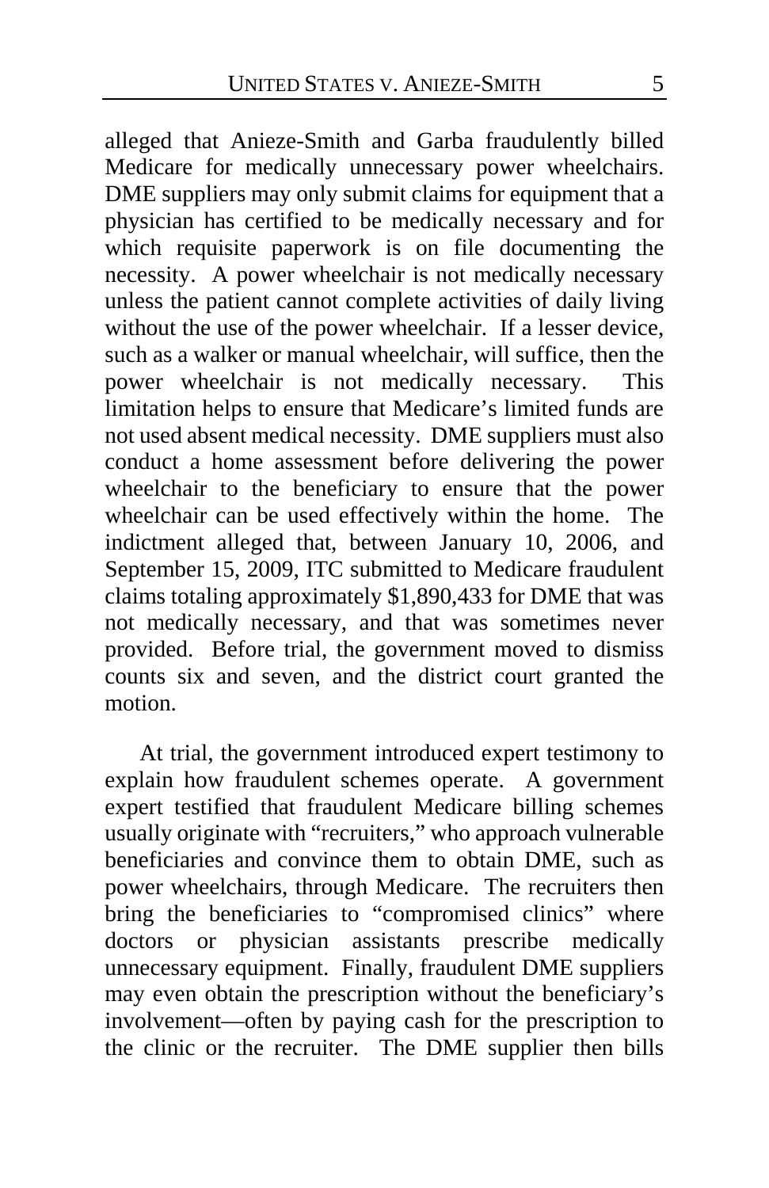alleged that Anieze-Smith and Garba fraudulently billed Medicare for medically unnecessary power wheelchairs. DME suppliers may only submit claims for equipment that a physician has certified to be medically necessary and for which requisite paperwork is on file documenting the necessity. A power wheelchair is not medically necessary unless the patient cannot complete activities of daily living without the use of the power wheelchair. If a lesser device, such as a walker or manual wheelchair, will suffice, then the power wheelchair is not medically necessary. This limitation helps to ensure that Medicare's limited funds are not used absent medical necessity. DME suppliers must also conduct a home assessment before delivering the power wheelchair to the beneficiary to ensure that the power wheelchair can be used effectively within the home. The indictment alleged that, between January 10, 2006, and September 15, 2009, ITC submitted to Medicare fraudulent claims totaling approximately $1,890,433 for DME that was not medically necessary, and that was sometimes never provided. Before trial, the government moved to dismiss counts six and seven, and the district court granted the motion.

At trial, the government introduced expert testimony to explain how fraudulent schemes operate. A government expert testified that fraudulent Medicare billing schemes usually originate with "recruiters," who approach vulnerable beneficiaries and convince them to obtain DME, such as power wheelchairs, through Medicare. The recruiters then bring the beneficiaries to "compromised clinics" where doctors or physician assistants prescribe medically unnecessary equipment. Finally, fraudulent DME suppliers may even obtain the prescription without the beneficiary's involvement—often by paying cash for the prescription to the clinic or the recruiter. The DME supplier then bills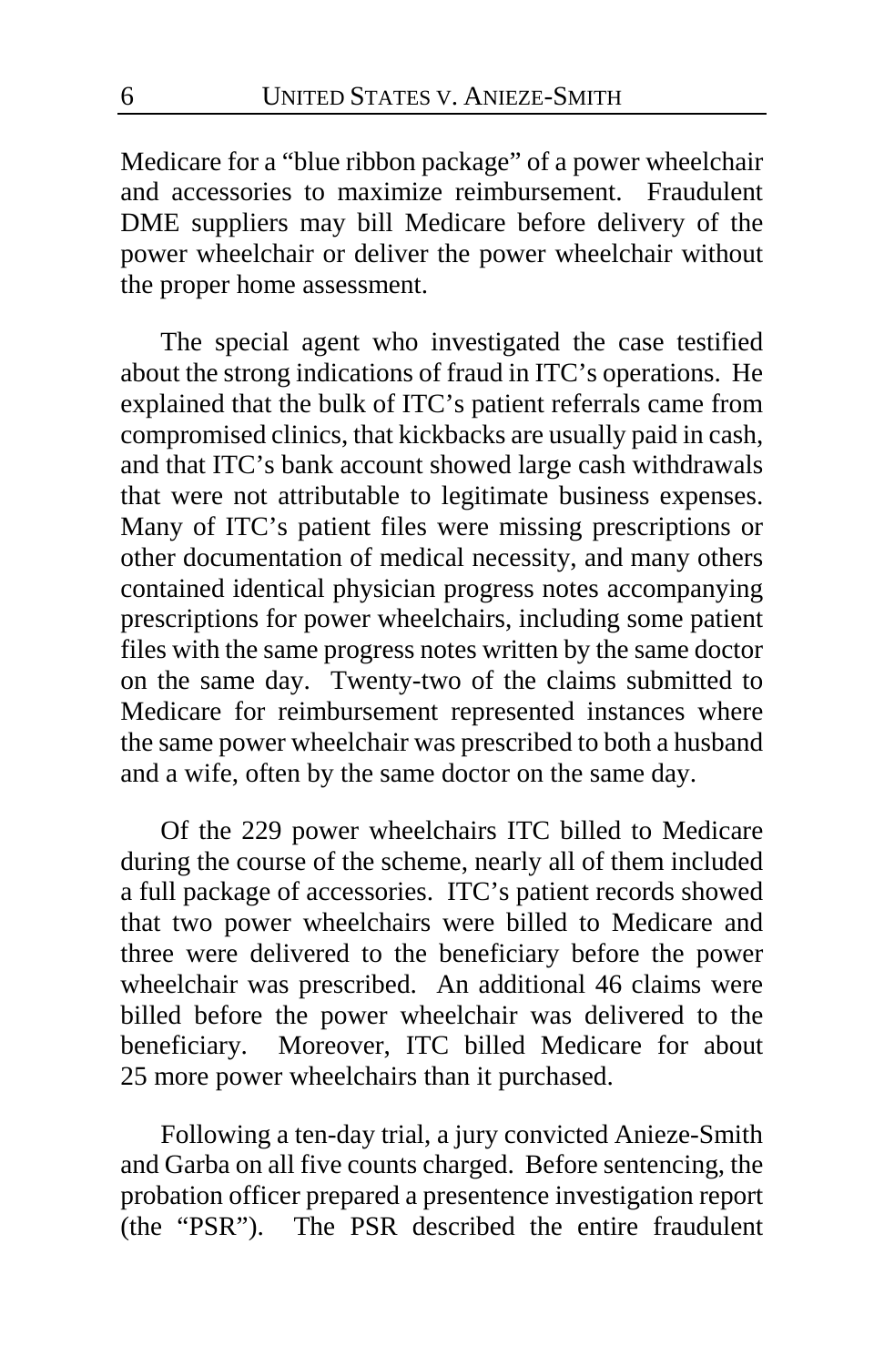Medicare for a "blue ribbon package" of a power wheelchair and accessories to maximize reimbursement. Fraudulent DME suppliers may bill Medicare before delivery of the power wheelchair or deliver the power wheelchair without the proper home assessment.

The special agent who investigated the case testified about the strong indications of fraud in ITC's operations. He explained that the bulk of ITC's patient referrals came from compromised clinics, that kickbacks are usually paid in cash, and that ITC's bank account showed large cash withdrawals that were not attributable to legitimate business expenses. Many of ITC's patient files were missing prescriptions or other documentation of medical necessity, and many others contained identical physician progress notes accompanying prescriptions for power wheelchairs, including some patient files with the same progress notes written by the same doctor on the same day. Twenty-two of the claims submitted to Medicare for reimbursement represented instances where the same power wheelchair was prescribed to both a husband and a wife, often by the same doctor on the same day.

Of the 229 power wheelchairs ITC billed to Medicare during the course of the scheme, nearly all of them included a full package of accessories. ITC's patient records showed that two power wheelchairs were billed to Medicare and three were delivered to the beneficiary before the power wheelchair was prescribed. An additional 46 claims were billed before the power wheelchair was delivered to the beneficiary. Moreover, ITC billed Medicare for about 25 more power wheelchairs than it purchased.

Following a ten-day trial, a jury convicted Anieze-Smith and Garba on all five counts charged. Before sentencing, the probation officer prepared a presentence investigation report (the "PSR"). The PSR described the entire fraudulent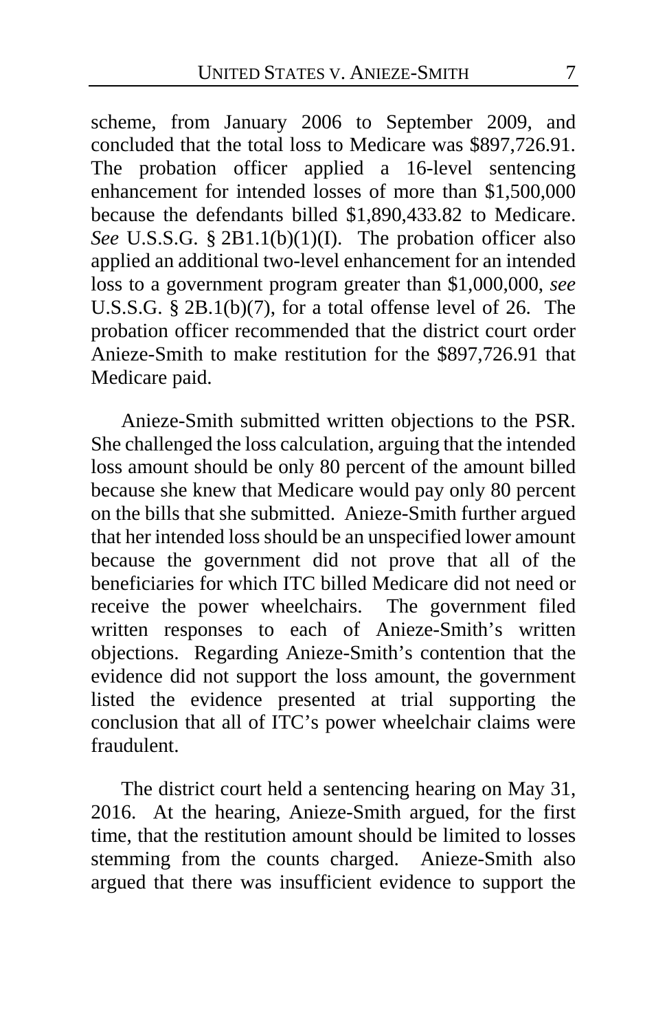scheme, from January 2006 to September 2009, and concluded that the total loss to Medicare was $897,726.91. The probation officer applied a 16-level sentencing enhancement for intended losses of more than $1,500,000 because the defendants billed $1,890,433.82 to Medicare. *See* U.S.S.G. § 2B1.1(b)(1)(I). The probation officer also applied an additional two-level enhancement for an intended loss to a government program greater than $1,000,000, *see* U.S.S.G. § 2B.1(b)(7), for a total offense level of 26. The probation officer recommended that the district court order Anieze-Smith to make restitution for the $897,726.91 that Medicare paid.

Anieze-Smith submitted written objections to the PSR. She challenged the loss calculation, arguing that the intended loss amount should be only 80 percent of the amount billed because she knew that Medicare would pay only 80 percent on the bills that she submitted. Anieze-Smith further argued that her intended loss should be an unspecified lower amount because the government did not prove that all of the beneficiaries for which ITC billed Medicare did not need or receive the power wheelchairs. The government filed written responses to each of Anieze-Smith's written objections. Regarding Anieze-Smith's contention that the evidence did not support the loss amount, the government listed the evidence presented at trial supporting the conclusion that all of ITC's power wheelchair claims were fraudulent.

The district court held a sentencing hearing on May 31, 2016. At the hearing, Anieze-Smith argued, for the first time, that the restitution amount should be limited to losses stemming from the counts charged. Anieze-Smith also argued that there was insufficient evidence to support the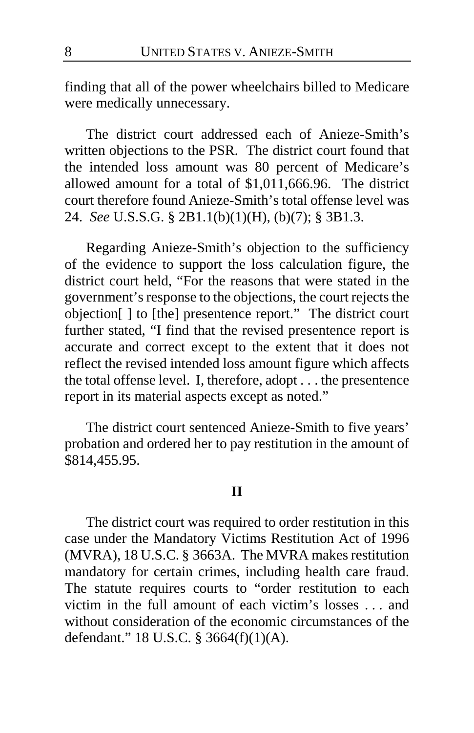finding that all of the power wheelchairs billed to Medicare were medically unnecessary.

The district court addressed each of Anieze-Smith's written objections to the PSR. The district court found that the intended loss amount was 80 percent of Medicare's allowed amount for a total of $1,011,666.96. The district court therefore found Anieze-Smith's total offense level was 24. *See* U.S.S.G. § 2B1.1(b)(1)(H), (b)(7); § 3B1.3.

Regarding Anieze-Smith's objection to the sufficiency of the evidence to support the loss calculation figure, the district court held, "For the reasons that were stated in the government's response to the objections, the court rejects the objection[ ] to [the] presentence report." The district court further stated, "I find that the revised presentence report is accurate and correct except to the extent that it does not reflect the revised intended loss amount figure which affects the total offense level. I, therefore, adopt . . . the presentence report in its material aspects except as noted."

The district court sentenced Anieze-Smith to five years' probation and ordered her to pay restitution in the amount of $814,455.95.

## II

The district court was required to order restitution in this case under the Mandatory Victims Restitution Act of 1996 (MVRA), 18 U.S.C. § 3663A. The MVRA makes restitution mandatory for certain crimes, including health care fraud. The statute requires courts to "order restitution to each victim in the full amount of each victim's losses . . . and without consideration of the economic circumstances of the defendant." 18 U.S.C. § 3664(f)(1)(A).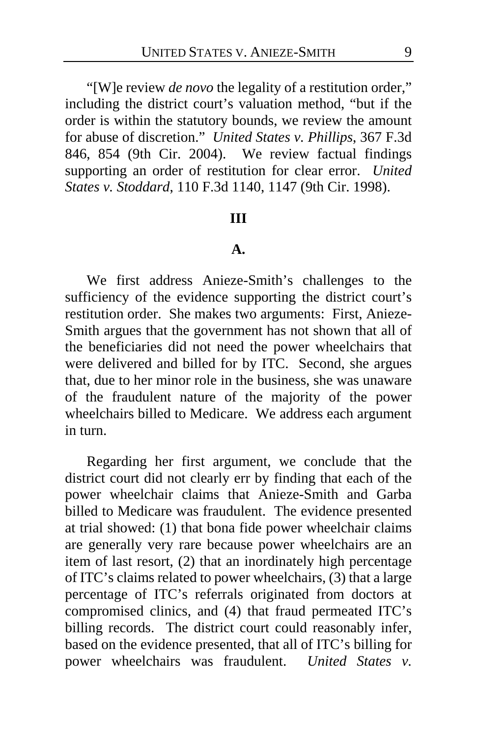"[W]e review *de novo* the legality of a restitution order," including the district court's valuation method, "but if the order is within the statutory bounds, we review the amount for abuse of discretion." *United States v. Phillips*, 367 F.3d 846, 854 (9th Cir. 2004). We review factual findings supporting an order of restitution for clear error. *United States v. Stoddard*, 110 F.3d 1140, 1147 (9th Cir. 1998).

## III

### A.

We first address Anieze-Smith's challenges to the sufficiency of the evidence supporting the district court's restitution order. She makes two arguments: First, Anieze-Smith argues that the government has not shown that all of the beneficiaries did not need the power wheelchairs that were delivered and billed for by ITC. Second, she argues that, due to her minor role in the business, she was unaware of the fraudulent nature of the majority of the power wheelchairs billed to Medicare. We address each argument in turn.

Regarding her first argument, we conclude that the district court did not clearly err by finding that each of the power wheelchair claims that Anieze-Smith and Garba billed to Medicare was fraudulent. The evidence presented at trial showed: (1) that bona fide power wheelchair claims are generally very rare because power wheelchairs are an item of last resort, (2) that an inordinately high percentage of ITC's claims related to power wheelchairs, (3) that a large percentage of ITC's referrals originated from doctors at compromised clinics, and (4) that fraud permeated ITC's billing records. The district court could reasonably infer, based on the evidence presented, that all of ITC's billing for power wheelchairs was fraudulent. *United States v.*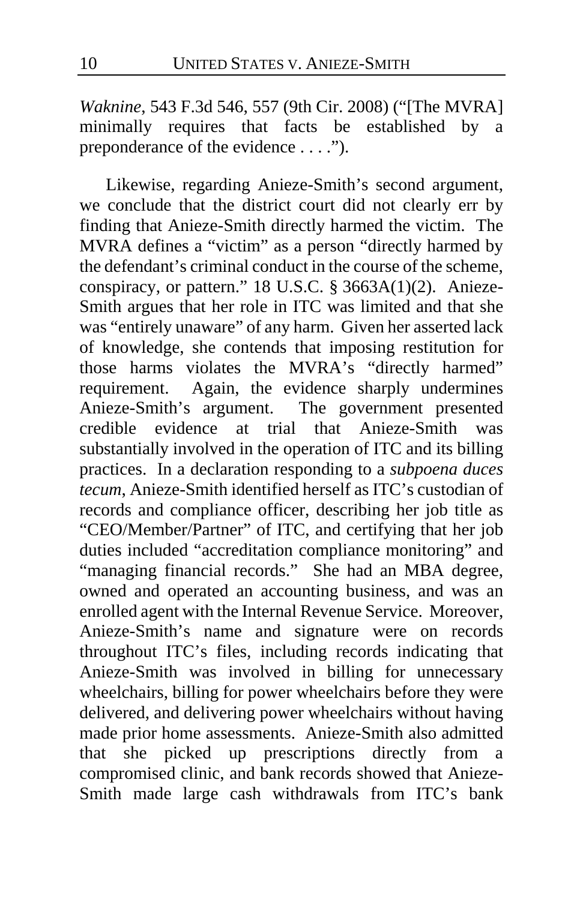*Waknine*, 543 F.3d 546, 557 (9th Cir. 2008) ("[The MVRA] minimally requires that facts be established by a preponderance of the evidence . . . .").

Likewise, regarding Anieze-Smith's second argument, we conclude that the district court did not clearly err by finding that Anieze-Smith directly harmed the victim. The MVRA defines a "victim" as a person "directly harmed by the defendant's criminal conduct in the course of the scheme, conspiracy, or pattern." 18 U.S.C. § 3663A(1)(2). Anieze-Smith argues that her role in ITC was limited and that she was "entirely unaware" of any harm. Given her asserted lack of knowledge, she contends that imposing restitution for those harms violates the MVRA's "directly harmed" requirement. Again, the evidence sharply undermines Anieze-Smith's argument. The government presented credible evidence at trial that Anieze-Smith was substantially involved in the operation of ITC and its billing practices. In a declaration responding to a *subpoena duces tecum*, Anieze-Smith identified herself as ITC's custodian of records and compliance officer, describing her job title as "CEO/Member/Partner" of ITC, and certifying that her job duties included "accreditation compliance monitoring" and "managing financial records." She had an MBA degree, owned and operated an accounting business, and was an enrolled agent with the Internal Revenue Service. Moreover, Anieze-Smith's name and signature were on records throughout ITC's files, including records indicating that Anieze-Smith was involved in billing for unnecessary wheelchairs, billing for power wheelchairs before they were delivered, and delivering power wheelchairs without having made prior home assessments. Anieze-Smith also admitted that she picked up prescriptions directly from a compromised clinic, and bank records showed that Anieze-Smith made large cash withdrawals from ITC's bank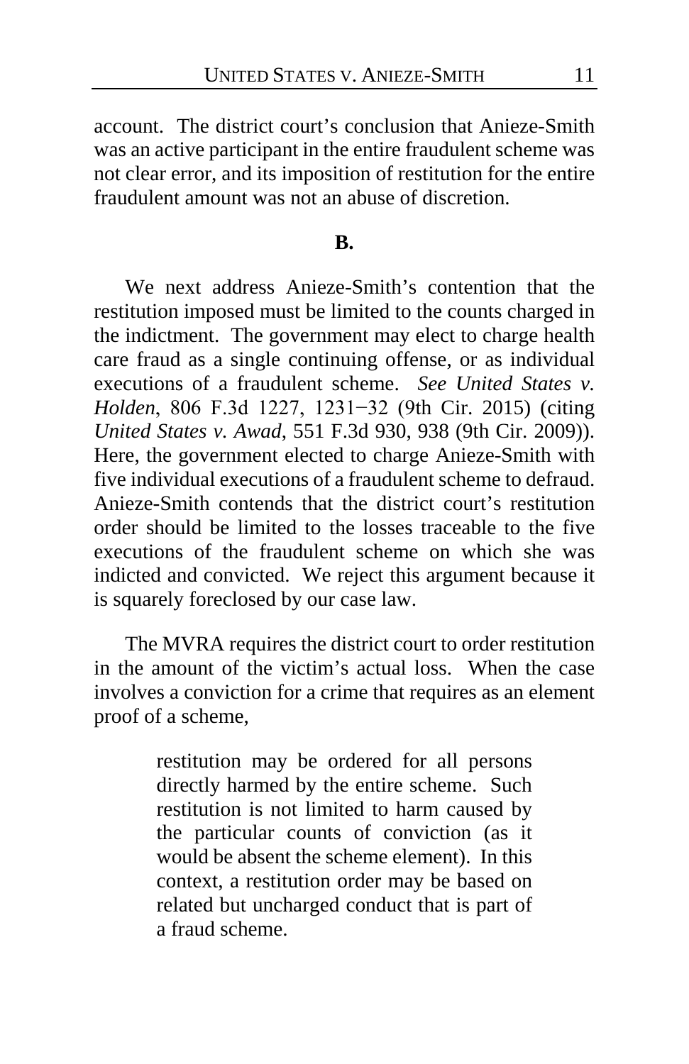account. The district court's conclusion that Anieze-Smith was an active participant in the entire fraudulent scheme was not clear error, and its imposition of restitution for the entire fraudulent amount was not an abuse of discretion.

**B.**

We next address Anieze-Smith's contention that the restitution imposed must be limited to the counts charged in the indictment. The government may elect to charge health care fraud as a single continuing offense, or as individual executions of a fraudulent scheme. *See United States v. Holden*, 806 F.3d 1227, 1231−32 (9th Cir. 2015) (citing *United States v. Awad*, 551 F.3d 930, 938 (9th Cir. 2009)). Here, the government elected to charge Anieze-Smith with five individual executions of a fraudulent scheme to defraud. Anieze-Smith contends that the district court's restitution order should be limited to the losses traceable to the five executions of the fraudulent scheme on which she was indicted and convicted. We reject this argument because it is squarely foreclosed by our case law.

The MVRA requires the district court to order restitution in the amount of the victim's actual loss. When the case involves a conviction for a crime that requires as an element proof of a scheme,

> restitution may be ordered for all persons directly harmed by the entire scheme. Such restitution is not limited to harm caused by the particular counts of conviction (as it would be absent the scheme element). In this context, a restitution order may be based on related but uncharged conduct that is part of a fraud scheme.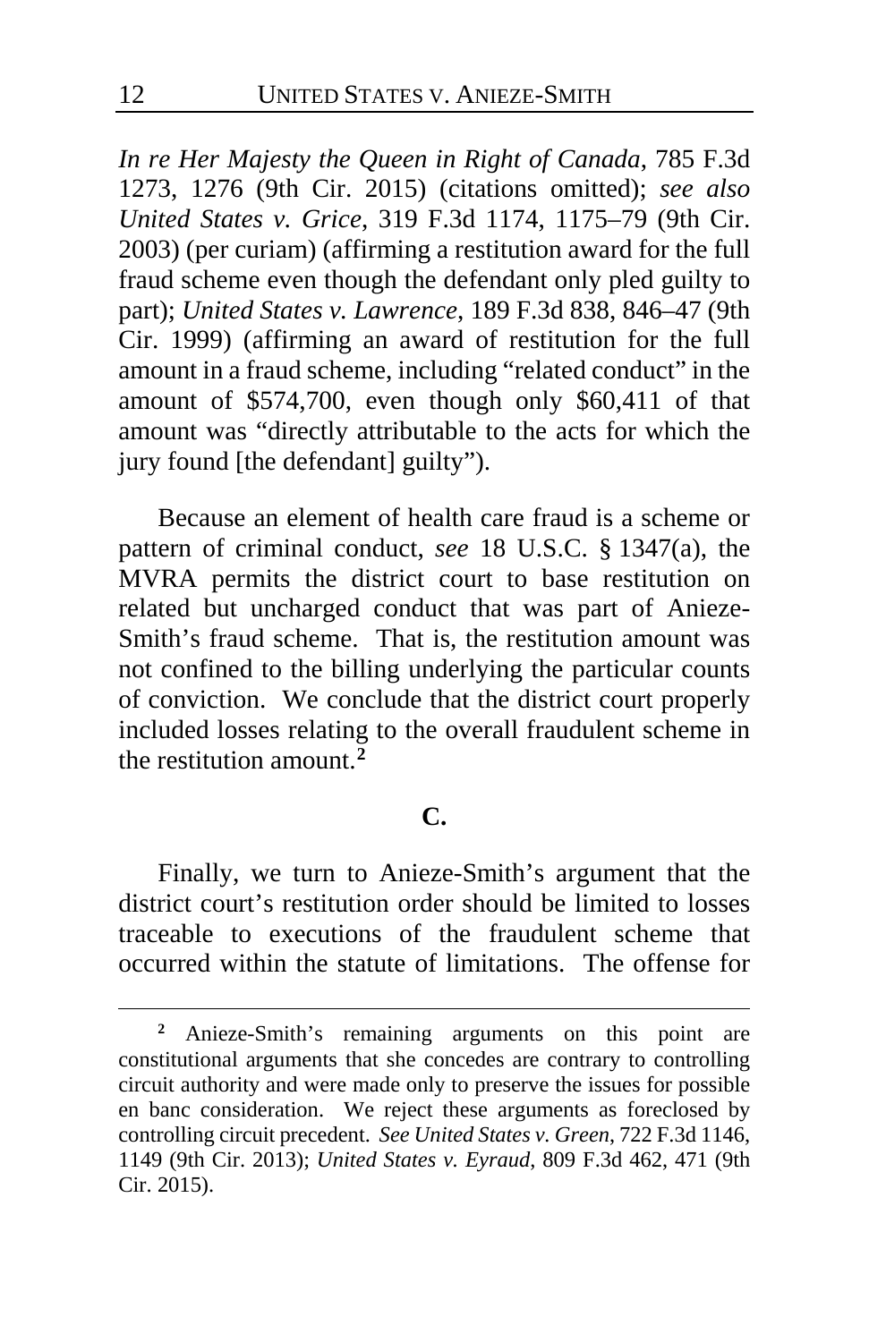*In re Her Majesty the Queen in Right of Canada*, 785 F.3d 1273, 1276 (9th Cir. 2015) (citations omitted); *see also United States v. Grice*, 319 F.3d 1174, 1175–79 (9th Cir. 2003) (per curiam) (affirming a restitution award for the full fraud scheme even though the defendant only pled guilty to part); *United States v. Lawrence*, 189 F.3d 838, 846–47 (9th Cir. 1999) (affirming an award of restitution for the full amount in a fraud scheme, including "related conduct" in the amount of $574,700, even though only $60,411 of that amount was "directly attributable to the acts for which the jury found [the defendant] guilty").

Because an element of health care fraud is a scheme or pattern of criminal conduct, *see* 18 U.S.C. § 1347(a), the MVRA permits the district court to base restitution on related but uncharged conduct that was part of Anieze-Smith's fraud scheme. That is, the restitution amount was not confined to the billing underlying the particular counts of conviction. We conclude that the district court properly included losses relating to the overall fraudulent scheme in the restitution amount.[2]

**C.**

Finally, we turn to Anieze-Smith's argument that the district court's restitution order should be limited to losses traceable to executions of the fraudulent scheme that occurred within the statute of limitations. The offense for

[2] Anieze-Smith's remaining arguments on this point are constitutional arguments that she concedes are contrary to controlling circuit authority and were made only to preserve the issues for possible en banc consideration. We reject these arguments as foreclosed by controlling circuit precedent. *See United States v. Green*, 722 F.3d 1146, 1149 (9th Cir. 2013); *United States v. Eyraud*, 809 F.3d 462, 471 (9th Cir. 2015).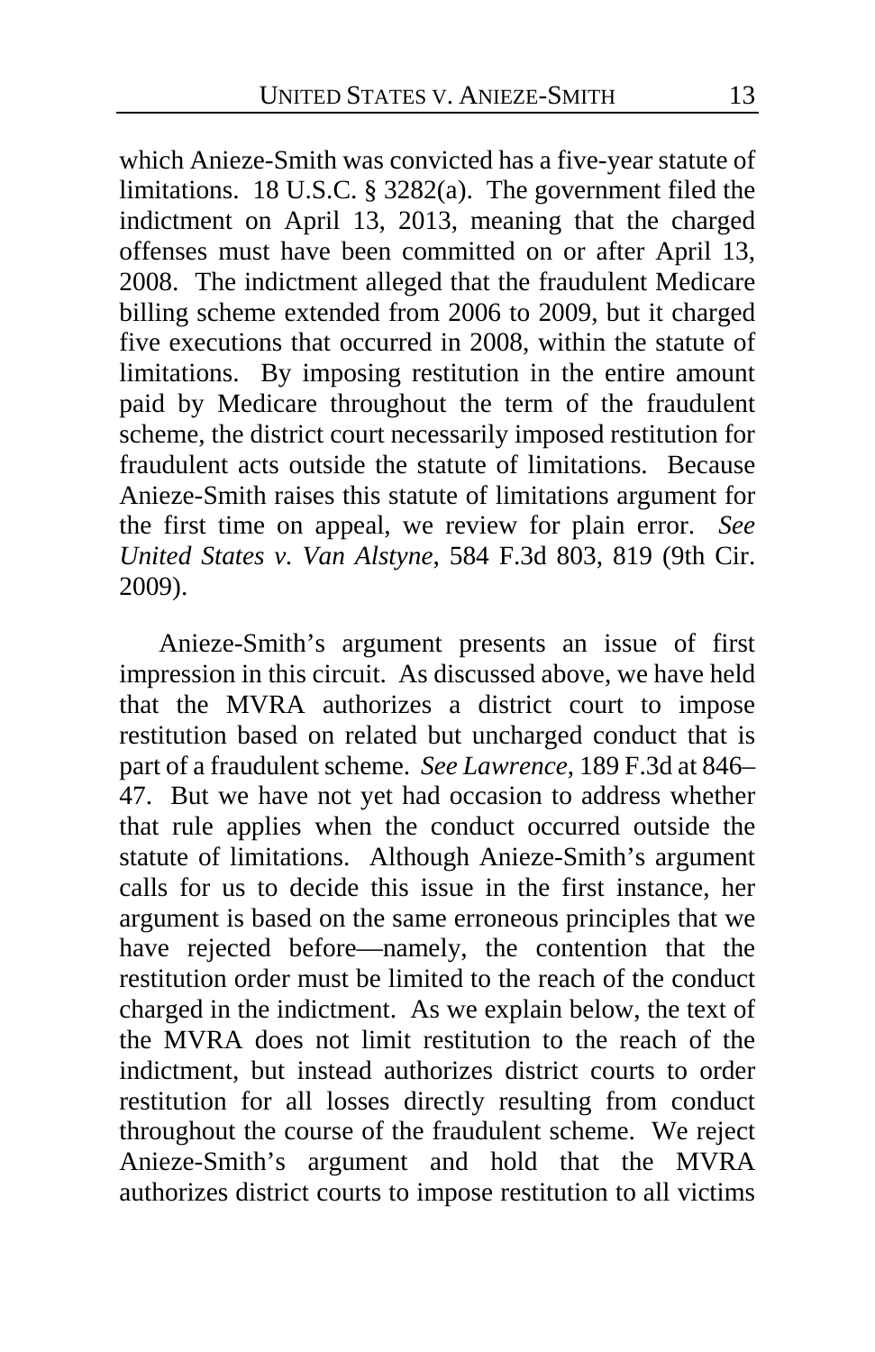which Anieze-Smith was convicted has a five-year statute of limitations. 18 U.S.C. § 3282(a). The government filed the indictment on April 13, 2013, meaning that the charged offenses must have been committed on or after April 13, 2008. The indictment alleged that the fraudulent Medicare billing scheme extended from 2006 to 2009, but it charged five executions that occurred in 2008, within the statute of limitations. By imposing restitution in the entire amount paid by Medicare throughout the term of the fraudulent scheme, the district court necessarily imposed restitution for fraudulent acts outside the statute of limitations. Because Anieze-Smith raises this statute of limitations argument for the first time on appeal, we review for plain error. *See United States v. Van Alstyne*, 584 F.3d 803, 819 (9th Cir. 2009).

Anieze-Smith's argument presents an issue of first impression in this circuit. As discussed above, we have held that the MVRA authorizes a district court to impose restitution based on related but uncharged conduct that is part of a fraudulent scheme. *See Lawrence*, 189 F.3d at 846–47. But we have not yet had occasion to address whether that rule applies when the conduct occurred outside the statute of limitations. Although Anieze-Smith's argument calls for us to decide this issue in the first instance, her argument is based on the same erroneous principles that we have rejected before—namely, the contention that the restitution order must be limited to the reach of the conduct charged in the indictment. As we explain below, the text of the MVRA does not limit restitution to the reach of the indictment, but instead authorizes district courts to order restitution for all losses directly resulting from conduct throughout the course of the fraudulent scheme. We reject Anieze-Smith's argument and hold that the MVRA authorizes district courts to impose restitution to all victims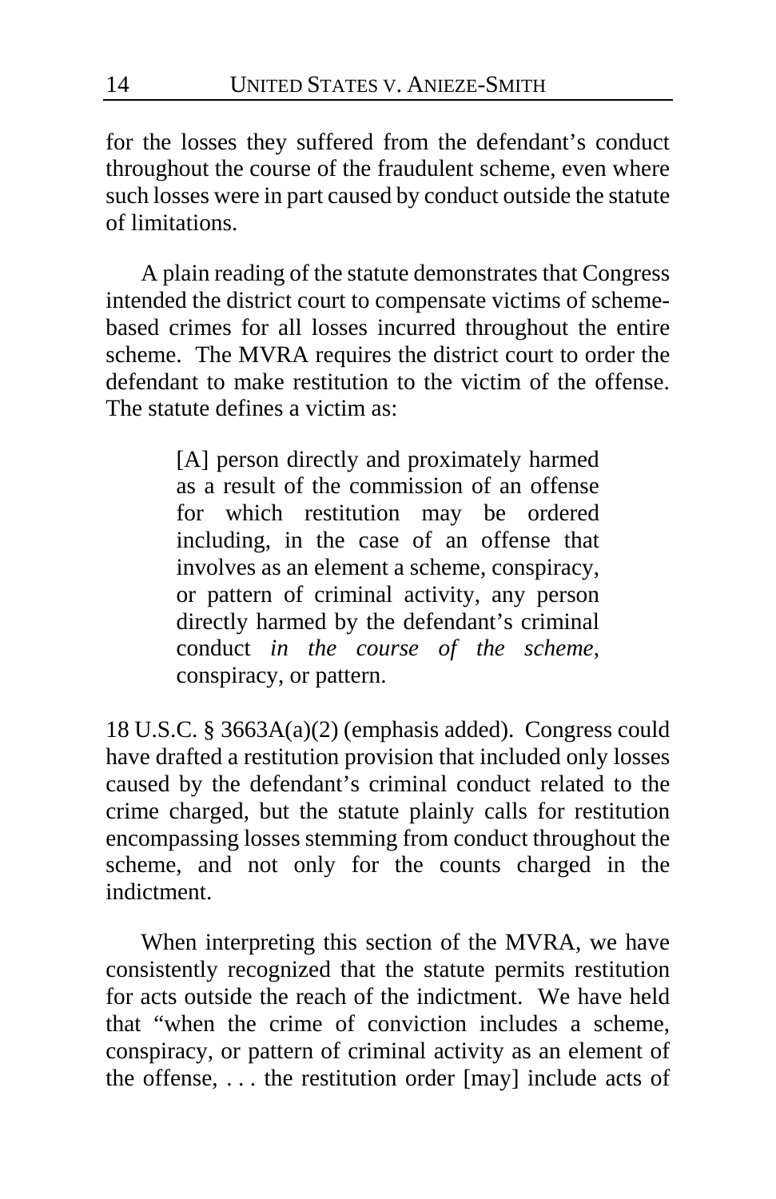for the losses they suffered from the defendant's conduct throughout the course of the fraudulent scheme, even where such losses were in part caused by conduct outside the statute of limitations.

A plain reading of the statute demonstrates that Congress intended the district court to compensate victims of scheme-based crimes for all losses incurred throughout the entire scheme. The MVRA requires the district court to order the defendant to make restitution to the victim of the offense. The statute defines a victim as:

> [A] person directly and proximately harmed as a result of the commission of an offense for which restitution may be ordered including, in the case of an offense that involves as an element a scheme, conspiracy, or pattern of criminal activity, any person directly harmed by the defendant's criminal conduct *in the course of the scheme*, conspiracy, or pattern.

18 U.S.C. § 3663A(a)(2) (emphasis added). Congress could have drafted a restitution provision that included only losses caused by the defendant's criminal conduct related to the crime charged, but the statute plainly calls for restitution encompassing losses stemming from conduct throughout the scheme, and not only for the counts charged in the indictment.

When interpreting this section of the MVRA, we have consistently recognized that the statute permits restitution for acts outside the reach of the indictment. We have held that "when the crime of conviction includes a scheme, conspiracy, or pattern of criminal activity as an element of the offense, . . . the restitution order [may] include acts of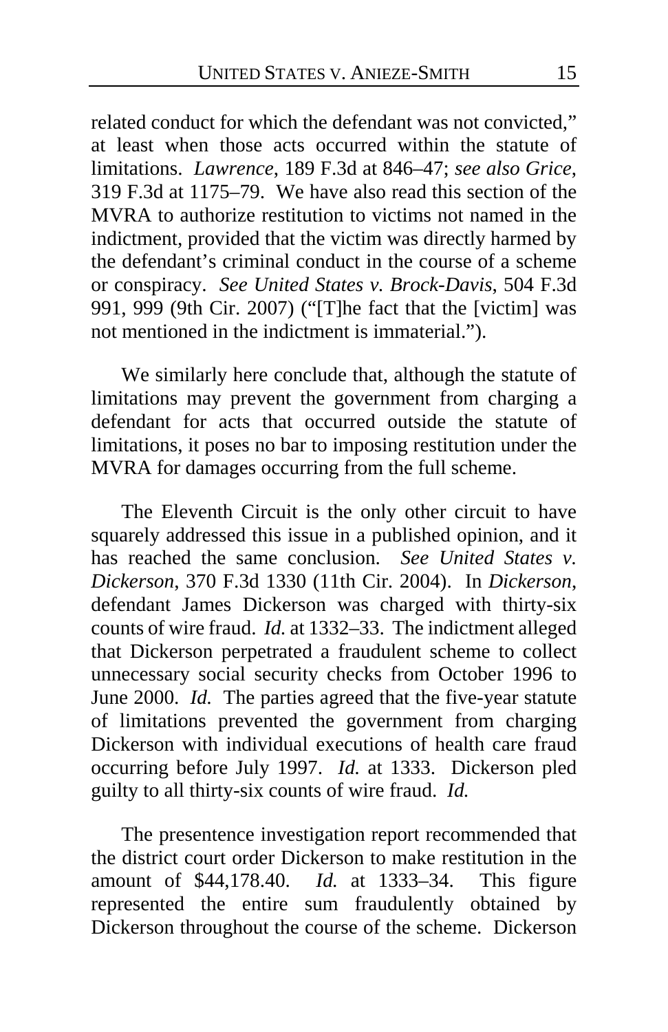related conduct for which the defendant was not convicted," at least when those acts occurred within the statute of limitations. *Lawrence*, 189 F.3d at 846–47; *see also Grice*, 319 F.3d at 1175–79. We have also read this section of the MVRA to authorize restitution to victims not named in the indictment, provided that the victim was directly harmed by the defendant's criminal conduct in the course of a scheme or conspiracy. *See United States v. Brock-Davis*, 504 F.3d 991, 999 (9th Cir. 2007) ("[T]he fact that the [victim] was not mentioned in the indictment is immaterial.").

We similarly here conclude that, although the statute of limitations may prevent the government from charging a defendant for acts that occurred outside the statute of limitations, it poses no bar to imposing restitution under the MVRA for damages occurring from the full scheme.

The Eleventh Circuit is the only other circuit to have squarely addressed this issue in a published opinion, and it has reached the same conclusion. *See United States v. Dickerson*, 370 F.3d 1330 (11th Cir. 2004). In *Dickerson*, defendant James Dickerson was charged with thirty-six counts of wire fraud. *Id.* at 1332–33. The indictment alleged that Dickerson perpetrated a fraudulent scheme to collect unnecessary social security checks from October 1996 to June 2000. *Id.* The parties agreed that the five-year statute of limitations prevented the government from charging Dickerson with individual executions of health care fraud occurring before July 1997. *Id.* at 1333. Dickerson pled guilty to all thirty-six counts of wire fraud. *Id.*

The presentence investigation report recommended that the district court order Dickerson to make restitution in the amount of $44,178.40. *Id.* at 1333–34. This figure represented the entire sum fraudulently obtained by Dickerson throughout the course of the scheme. Dickerson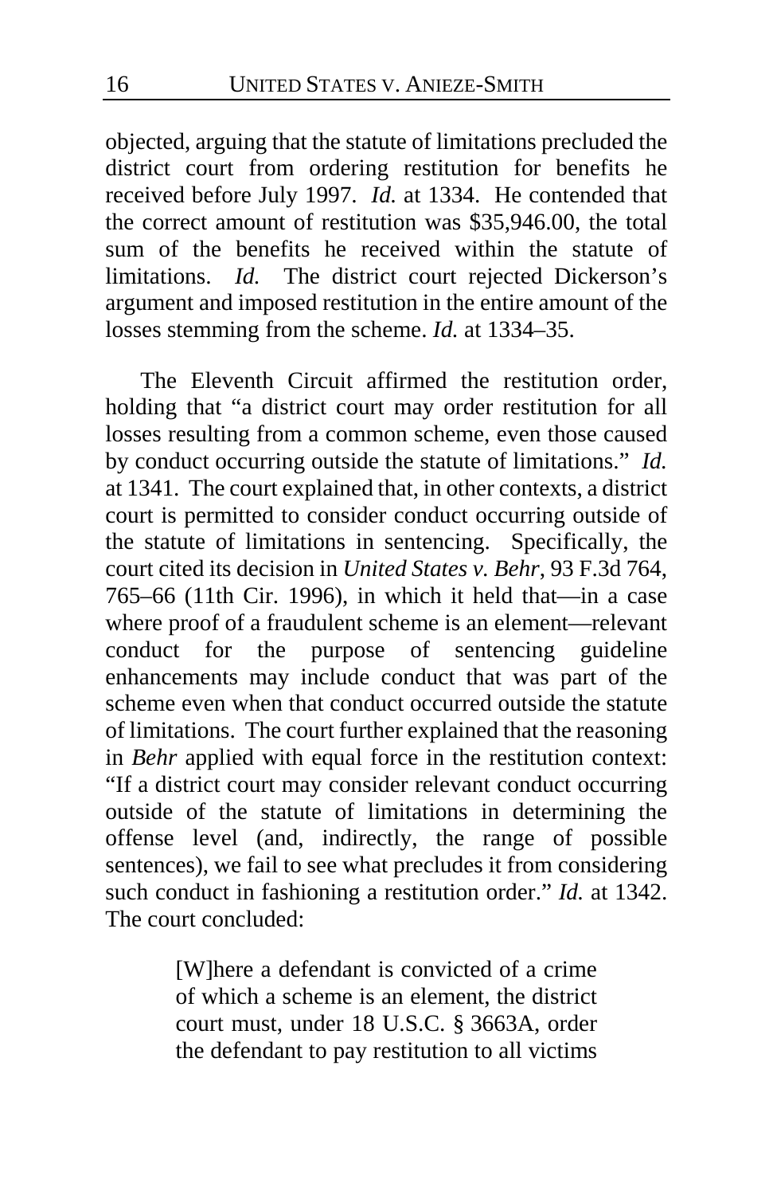objected, arguing that the statute of limitations precluded the district court from ordering restitution for benefits he received before July 1997. *Id.* at 1334. He contended that the correct amount of restitution was $35,946.00, the total sum of the benefits he received within the statute of limitations. *Id.* The district court rejected Dickerson's argument and imposed restitution in the entire amount of the losses stemming from the scheme. *Id.* at 1334–35.

The Eleventh Circuit affirmed the restitution order, holding that "a district court may order restitution for all losses resulting from a common scheme, even those caused by conduct occurring outside the statute of limitations." *Id.* at 1341. The court explained that, in other contexts, a district court is permitted to consider conduct occurring outside of the statute of limitations in sentencing. Specifically, the court cited its decision in *United States v. Behr*, 93 F.3d 764, 765–66 (11th Cir. 1996), in which it held that—in a case where proof of a fraudulent scheme is an element—relevant conduct for the purpose of sentencing guideline enhancements may include conduct that was part of the scheme even when that conduct occurred outside the statute of limitations. The court further explained that the reasoning in *Behr* applied with equal force in the restitution context: "If a district court may consider relevant conduct occurring outside of the statute of limitations in determining the offense level (and, indirectly, the range of possible sentences), we fail to see what precludes it from considering such conduct in fashioning a restitution order." *Id.* at 1342. The court concluded:

> [W]here a defendant is convicted of a crime of which a scheme is an element, the district court must, under 18 U.S.C. § 3663A, order the defendant to pay restitution to all victims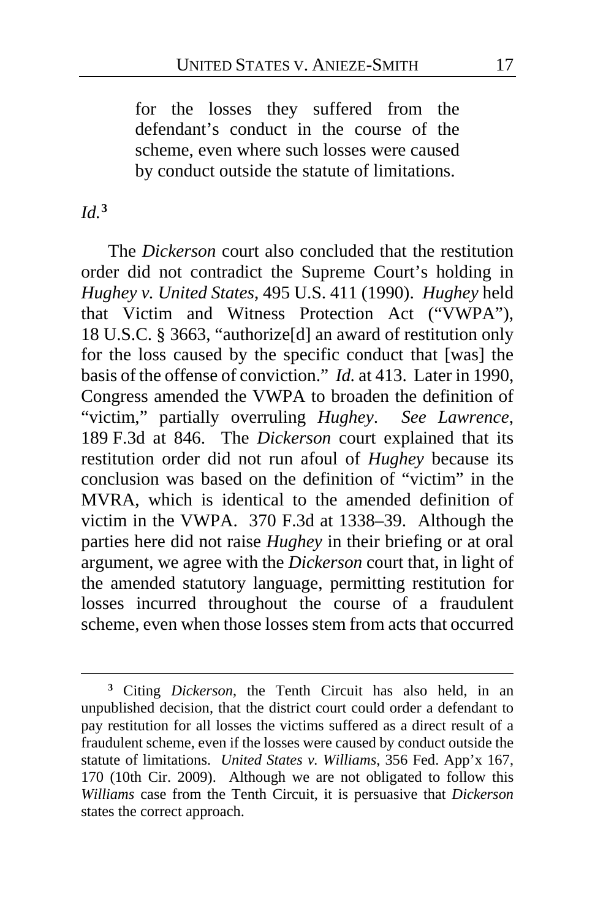> for the losses they suffered from the defendant's conduct in the course of the scheme, even where such losses were caused by conduct outside the statute of limitations.

*Id.*[3]

The *Dickerson* court also concluded that the restitution order did not contradict the Supreme Court's holding in *Hughey v. United States*, 495 U.S. 411 (1990). *Hughey* held that Victim and Witness Protection Act ("VWPA"), 18 U.S.C. § 3663, "authorize[d] an award of restitution only for the loss caused by the specific conduct that [was] the basis of the offense of conviction." *Id.* at 413. Later in 1990, Congress amended the VWPA to broaden the definition of "victim," partially overruling *Hughey*. *See Lawrence*, 189 F.3d at 846. The *Dickerson* court explained that its restitution order did not run afoul of *Hughey* because its conclusion was based on the definition of "victim" in the MVRA, which is identical to the amended definition of victim in the VWPA. 370 F.3d at 1338–39. Although the parties here did not raise *Hughey* in their briefing or at oral argument, we agree with the *Dickerson* court that, in light of the amended statutory language, permitting restitution for losses incurred throughout the course of a fraudulent scheme, even when those losses stem from acts that occurred

---

[3] Citing *Dickerson*, the Tenth Circuit has also held, in an unpublished decision, that the district court could order a defendant to pay restitution for all losses the victims suffered as a direct result of a fraudulent scheme, even if the losses were caused by conduct outside the statute of limitations. *United States v. Williams*, 356 Fed. App'x 167, 170 (10th Cir. 2009). Although we are not obligated to follow this *Williams* case from the Tenth Circuit, it is persuasive that *Dickerson* states the correct approach.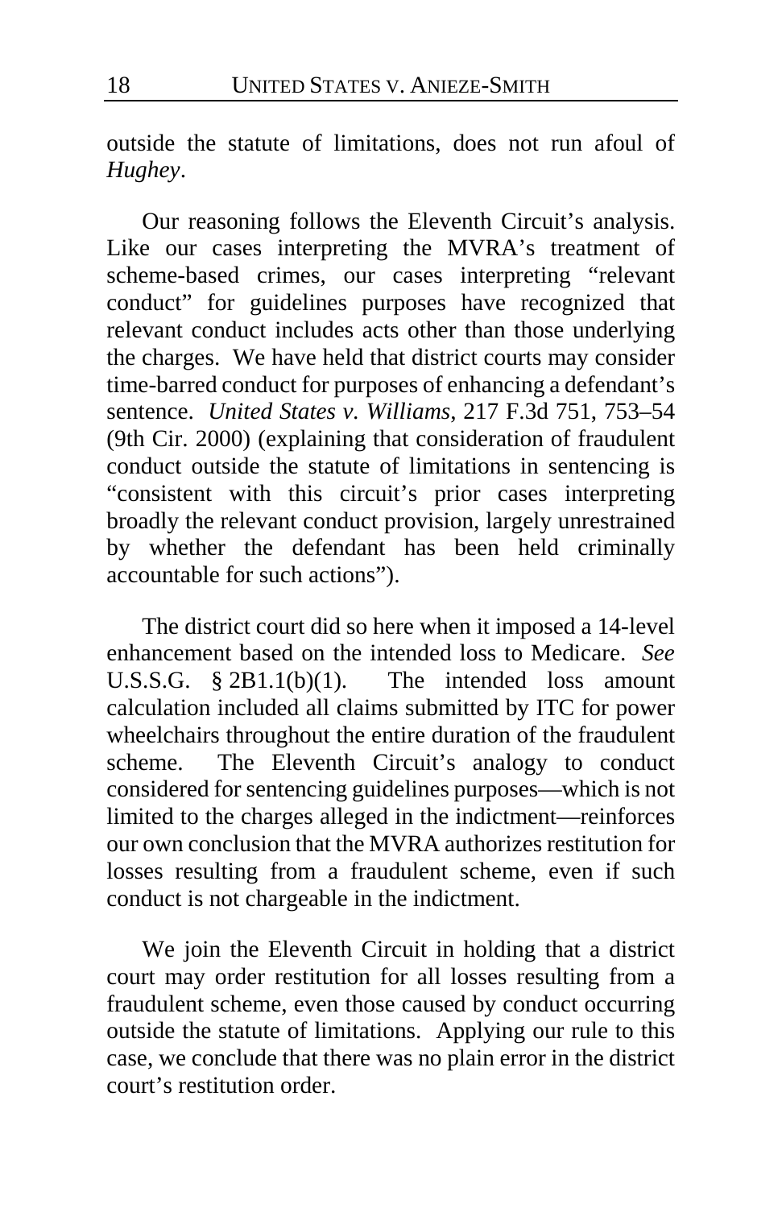outside the statute of limitations, does not run afoul of *Hughey*.

Our reasoning follows the Eleventh Circuit's analysis. Like our cases interpreting the MVRA's treatment of scheme-based crimes, our cases interpreting "relevant conduct" for guidelines purposes have recognized that relevant conduct includes acts other than those underlying the charges. We have held that district courts may consider time-barred conduct for purposes of enhancing a defendant's sentence. *United States v. Williams*, 217 F.3d 751, 753–54 (9th Cir. 2000) (explaining that consideration of fraudulent conduct outside the statute of limitations in sentencing is "consistent with this circuit's prior cases interpreting broadly the relevant conduct provision, largely unrestrained by whether the defendant has been held criminally accountable for such actions").

The district court did so here when it imposed a 14-level enhancement based on the intended loss to Medicare. *See* U.S.S.G. § 2B1.1(b)(1). The intended loss amount calculation included all claims submitted by ITC for power wheelchairs throughout the entire duration of the fraudulent scheme. The Eleventh Circuit's analogy to conduct considered for sentencing guidelines purposes—which is not limited to the charges alleged in the indictment—reinforces our own conclusion that the MVRA authorizes restitution for losses resulting from a fraudulent scheme, even if such conduct is not chargeable in the indictment.

We join the Eleventh Circuit in holding that a district court may order restitution for all losses resulting from a fraudulent scheme, even those caused by conduct occurring outside the statute of limitations. Applying our rule to this case, we conclude that there was no plain error in the district court's restitution order.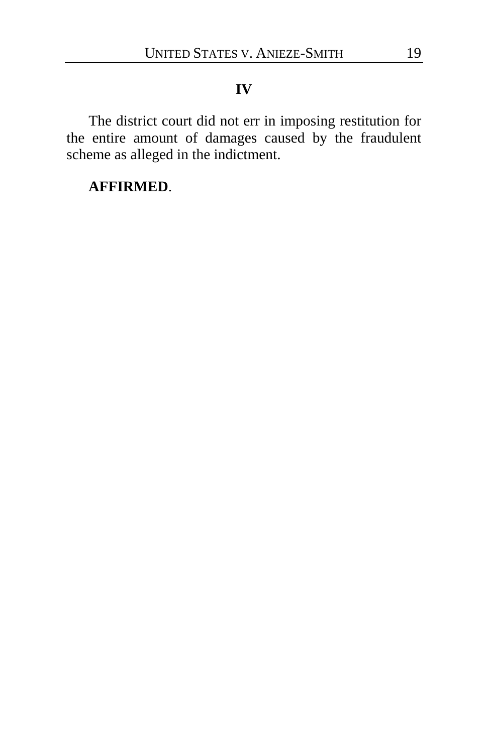## IV

The district court did not err in imposing restitution for the entire amount of damages caused by the fraudulent scheme as alleged in the indictment.

**AFFIRMED**.